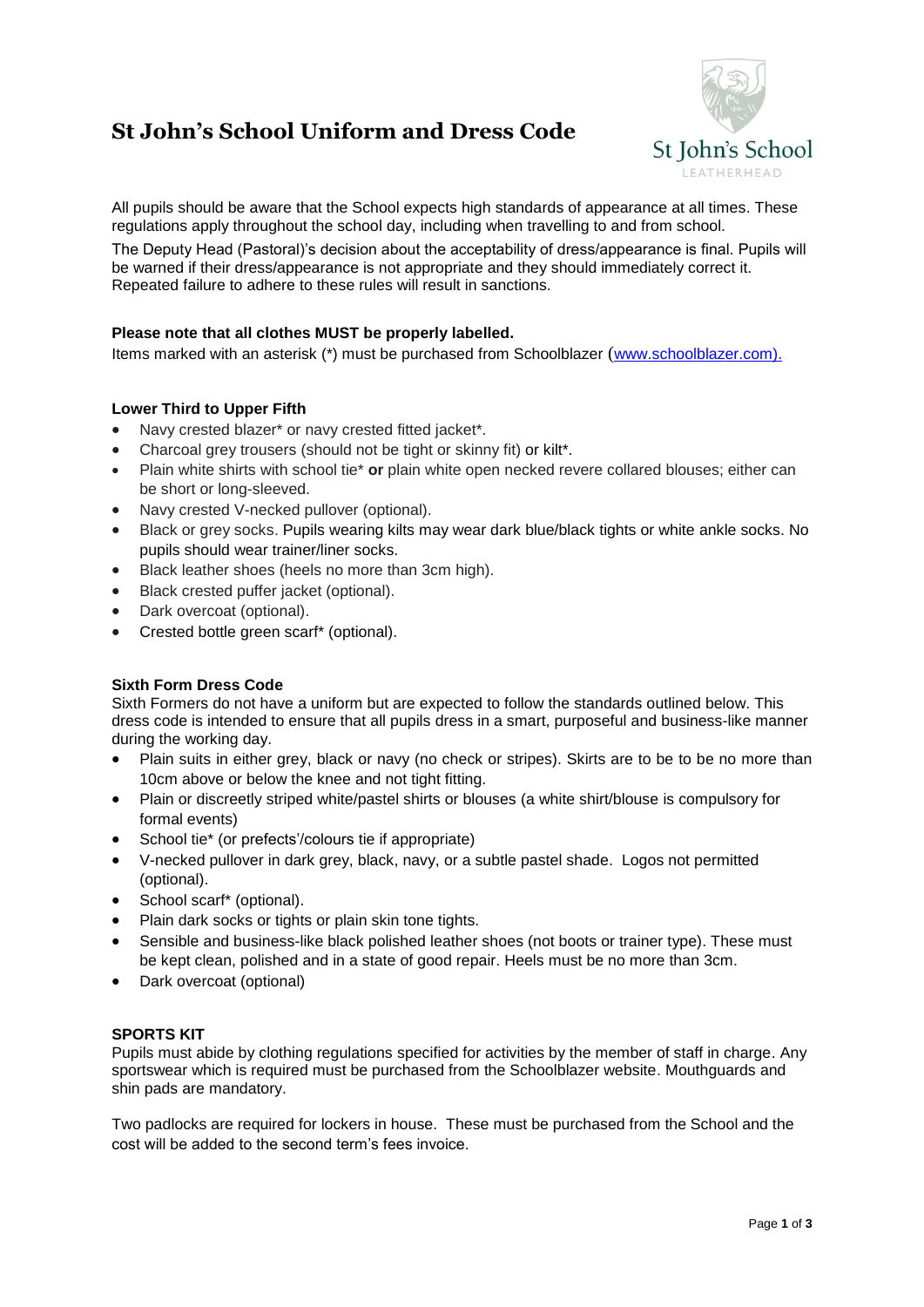# St John's School Uniform and Dress Code

All pupils should be aware that the School expects high standards of appearance at all times. These regulations apply throughout the school day, including when travelling to and from school.

The Deputy Head (Pastoral)'s decision about the acceptability of dress/appearance is final. Pupils will be warned if their dress/appearance is not appropriate and they should immediately correct it. Repeated failure to adhere to these rules will result in sanctions.

**Please note that all clothes MUST be properly labelled.**

Items marked with an asterisk (*) must be purchased from Schoolblazer (www.schoolblazer.com).

### Lower Third to Upper Fifth

- Navy crested blazer* or navy crested fitted jacket*.
- Charcoal grey trousers (should not be tight or skinny fit) or kilt*.
- Plain white shirts with school tie* **or** plain white open necked revere collared blouses; either can be short or long-sleeved.
- Navy crested V-necked pullover (optional).
- Black or grey socks. Pupils wearing kilts may wear dark blue/black tights or white ankle socks. No pupils should wear trainer/liner socks.
- Black leather shoes (heels no more than 3cm high).
- Black crested puffer jacket (optional).
- Dark overcoat (optional).
- Crested bottle green scarf* (optional).

### Sixth Form Dress Code

Sixth Formers do not have a uniform but are expected to follow the standards outlined below. This dress code is intended to ensure that all pupils dress in a smart, purposeful and business-like manner during the working day.

- Plain suits in either grey, black or navy (no check or stripes). Skirts are to be to be no more than 10cm above or below the knee and not tight fitting.
- Plain or discreetly striped white/pastel shirts or blouses (a white shirt/blouse is compulsory for formal events)
- School tie* (or prefects'/colours tie if appropriate)
- V-necked pullover in dark grey, black, navy, or a subtle pastel shade. Logos not permitted (optional).
- School scarf* (optional).
- Plain dark socks or tights or plain skin tone tights.
- Sensible and business-like black polished leather shoes (not boots or trainer type). These must be kept clean, polished and in a state of good repair. Heels must be no more than 3cm.
- Dark overcoat (optional)

### SPORTS KIT

Pupils must abide by clothing regulations specified for activities by the member of staff in charge. Any sportswear which is required must be purchased from the Schoolblazer website. Mouthguards and shin pads are mandatory.

Two padlocks are required for lockers in house. These must be purchased from the School and the cost will be added to the second term's fees invoice.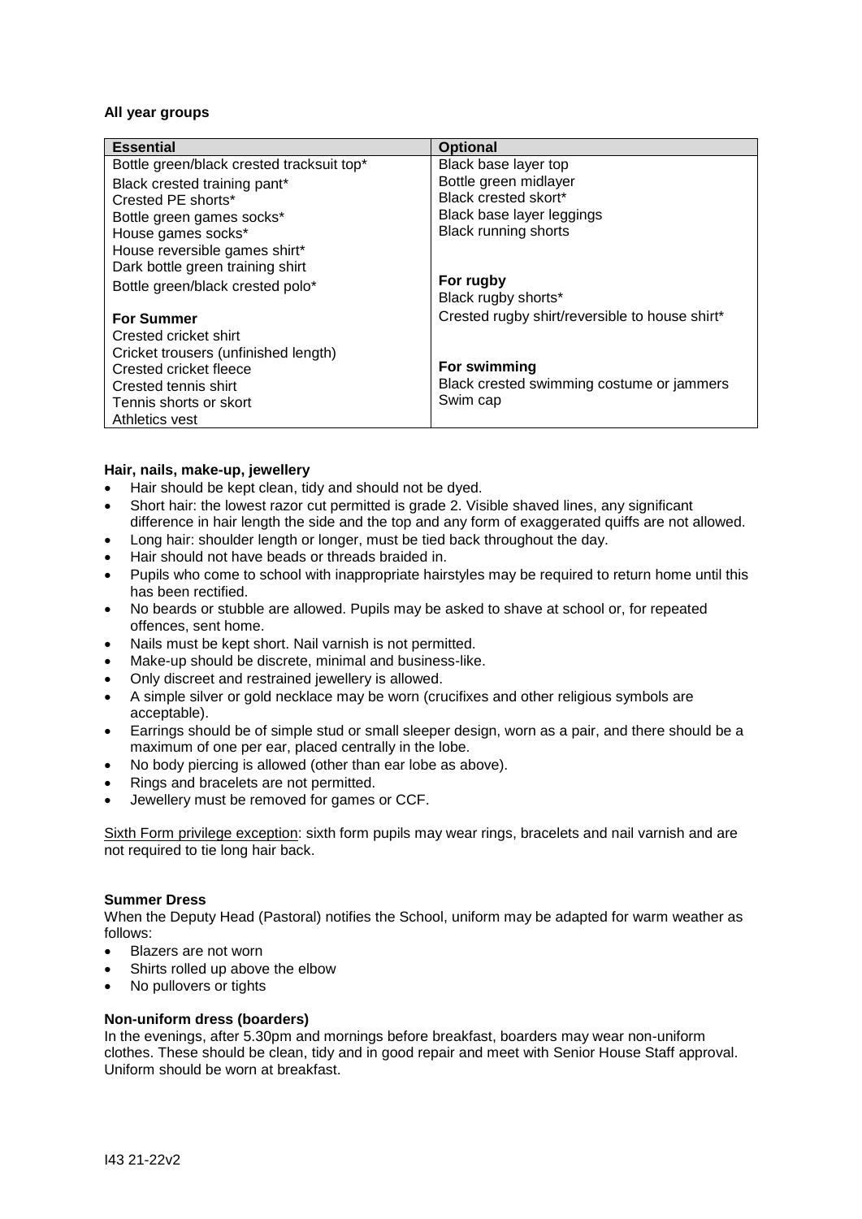**All year groups**

| Essential | Optional |
| --- | --- |
| Bottle green/black crested tracksuit top* | Black base layer top |
| Black crested training pant* | Bottle green midlayer |
| Crested PE shorts* | Black crested skort* |
| Bottle green games socks* | Black base layer leggings |
| House games socks* | Black running shorts |
| House reversible games shirt* | |
| Dark bottle green training shirt | |
| Bottle green/black crested polo* | **For rugby** |
| | Black rugby shorts* |
| **For Summer** | Crested rugby shirt/reversible to house shirt* |
| Crested cricket shirt | |
| Cricket trousers (unfinished length) | |
| Crested cricket fleece | **For swimming** |
| Crested tennis shirt | Black crested swimming costume or jammers |
| Tennis shorts or skort | Swim cap |
| Athletics vest | |

**Hair, nails, make-up, jewellery**

- Hair should be kept clean, tidy and should not be dyed.
- Short hair: the lowest razor cut permitted is grade 2. Visible shaved lines, any significant difference in hair length the side and the top and any form of exaggerated quiffs are not allowed.
- Long hair: shoulder length or longer, must be tied back throughout the day.
- Hair should not have beads or threads braided in.
- Pupils who come to school with inappropriate hairstyles may be required to return home until this has been rectified.
- No beards or stubble are allowed. Pupils may be asked to shave at school or, for repeated offences, sent home.
- Nails must be kept short. Nail varnish is not permitted.
- Make-up should be discrete, minimal and business-like.
- Only discreet and restrained jewellery is allowed.
- A simple silver or gold necklace may be worn (crucifixes and other religious symbols are acceptable).
- Earrings should be of simple stud or small sleeper design, worn as a pair, and there should be a maximum of one per ear, placed centrally in the lobe.
- No body piercing is allowed (other than ear lobe as above).
- Rings and bracelets are not permitted.
- Jewellery must be removed for games or CCF.

Sixth Form privilege exception: sixth form pupils may wear rings, bracelets and nail varnish and are not required to tie long hair back.

**Summer Dress**

When the Deputy Head (Pastoral) notifies the School, uniform may be adapted for warm weather as follows:

- Blazers are not worn
- Shirts rolled up above the elbow
- No pullovers or tights

**Non-uniform dress (boarders)**

In the evenings, after 5.30pm and mornings before breakfast, boarders may wear non-uniform clothes. These should be clean, tidy and in good repair and meet with Senior House Staff approval. Uniform should be worn at breakfast.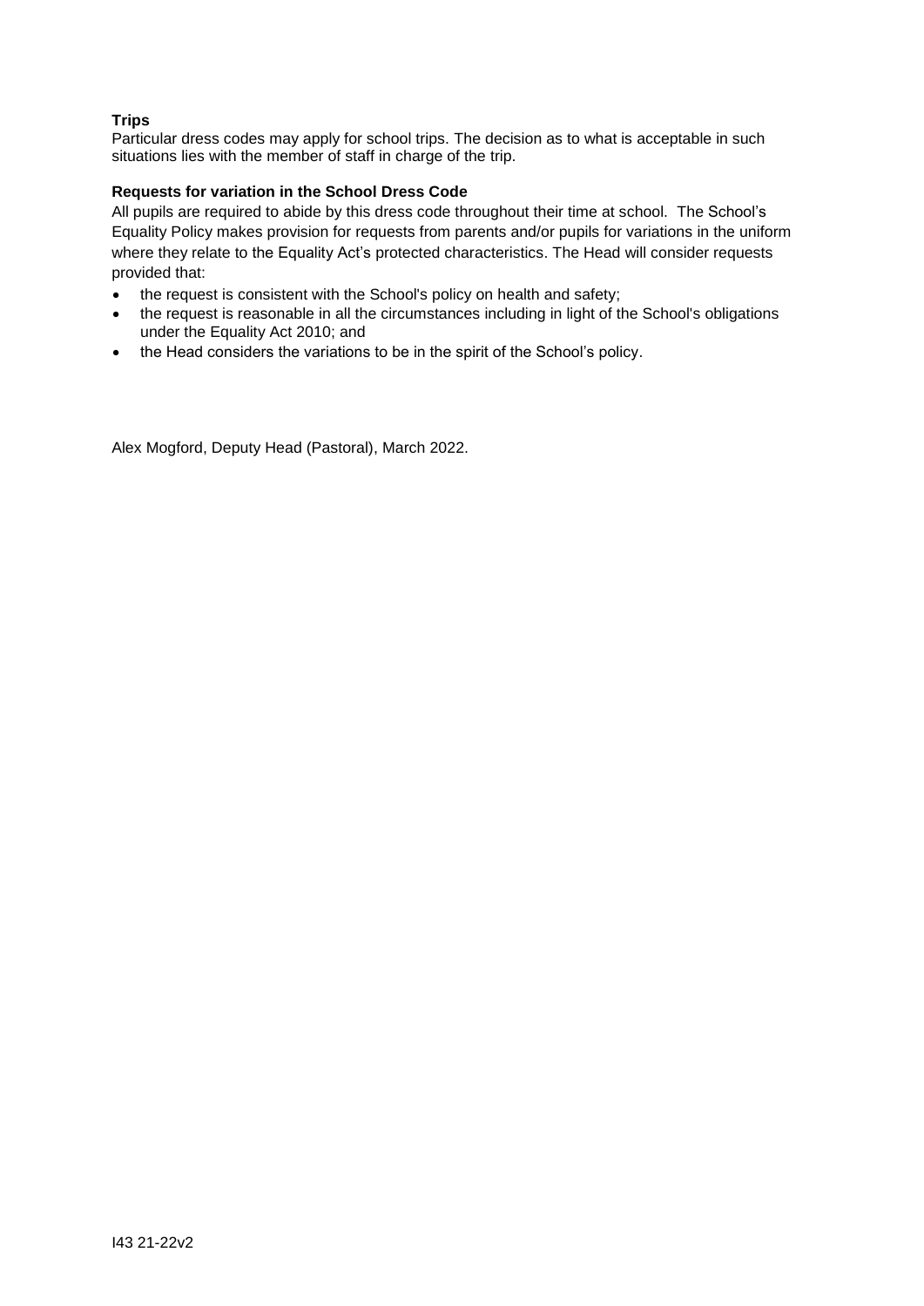**Trips**

Particular dress codes may apply for school trips. The decision as to what is acceptable in such situations lies with the member of staff in charge of the trip.

**Requests for variation in the School Dress Code**

All pupils are required to abide by this dress code throughout their time at school. The School's Equality Policy makes provision for requests from parents and/or pupils for variations in the uniform where they relate to the Equality Act's protected characteristics. The Head will consider requests provided that:

- the request is consistent with the School's policy on health and safety;
- the request is reasonable in all the circumstances including in light of the School's obligations under the Equality Act 2010; and
- the Head considers the variations to be in the spirit of the School's policy.

Alex Mogford, Deputy Head (Pastoral), March 2022.

I43 21-22v2